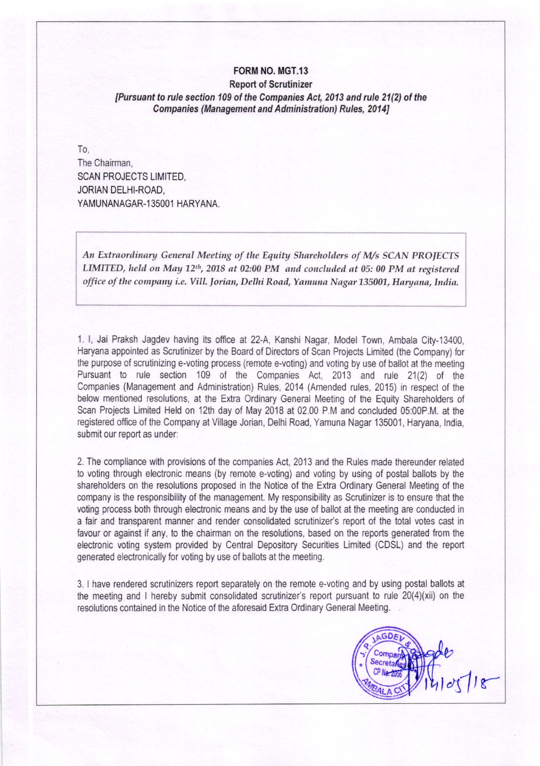**FORM NO. MGT.13**

**Report of Scrutinizer**

***[Pursuant to rule section 109 of the Companies Act, 2013 and rule 21(2) of the Companies (Management and Administration) Rules, 2014]***

To,
The Chairman,
SCAN PROJECTS LIMITED,
JORIAN DELHI-ROAD,
YAMUNANAGAR-135001 HARYANA.

*An Extraordinary General Meeting of the Equity Shareholders of M/s SCAN PROJECTS LIMITED, held on May 12th, 2018 at 02:00 PM and concluded at 05: 00 PM at registered office of the company i.e. Vill. Jorian, Delhi Road, Yamuna Nagar 135001, Haryana, India.*

1. I, Jai Praksh Jagdev having its office at 22-A, Kanshi Nagar, Model Town, Ambala City-13400, Haryana appointed as Scrutinizer by the Board of Directors of Scan Projects Limited (the Company) for the purpose of scrutinizing e-voting process (remote e-voting) and voting by use of ballot at the meeting Pursuant to rule section 109 of the Companies Act, 2013 and rule 21(2) of the Companies (Management and Administration) Rules, 2014 (Amended rules, 2015) in respect of the below mentioned resolutions, at the Extra Ordinary General Meeting of the Equity Shareholders of Scan Projects Limited Held on 12th day of May 2018 at 02.00 P.M and concluded 05:00P.M. at the registered office of the Company at Village Jorian, Delhi Road, Yamuna Nagar 135001, Haryana, India, submit our report as under:

2. The compliance with provisions of the companies Act, 2013 and the Rules made thereunder related to voting through electronic means (by remote e-voting) and voting by using of postal ballots by the shareholders on the resolutions proposed in the Notice of the Extra Ordinary General Meeting of the company is the responsibility of the management. My responsibility as Scrutinizer is to ensure that the voting process both through electronic means and by the use of ballot at the meeting are conducted in a fair and transparent manner and render consolidated scrutinizer's report of the total votes cast in favour or against if any, to the chairman on the resolutions, based on the reports generated from the electronic voting system provided by Central Depository Securities Limited (CDSL) and the report generated electronically for voting by use of ballots at the meeting.

3. I have rendered scrutinizers report separately on the remote e-voting and by using postal ballots at the meeting and I hereby submit consolidated scrutinizer's report pursuant to rule 20(4)(xii) on the resolutions contained in the Notice of the aforesaid Extra Ordinary General Meeting.

14/05/18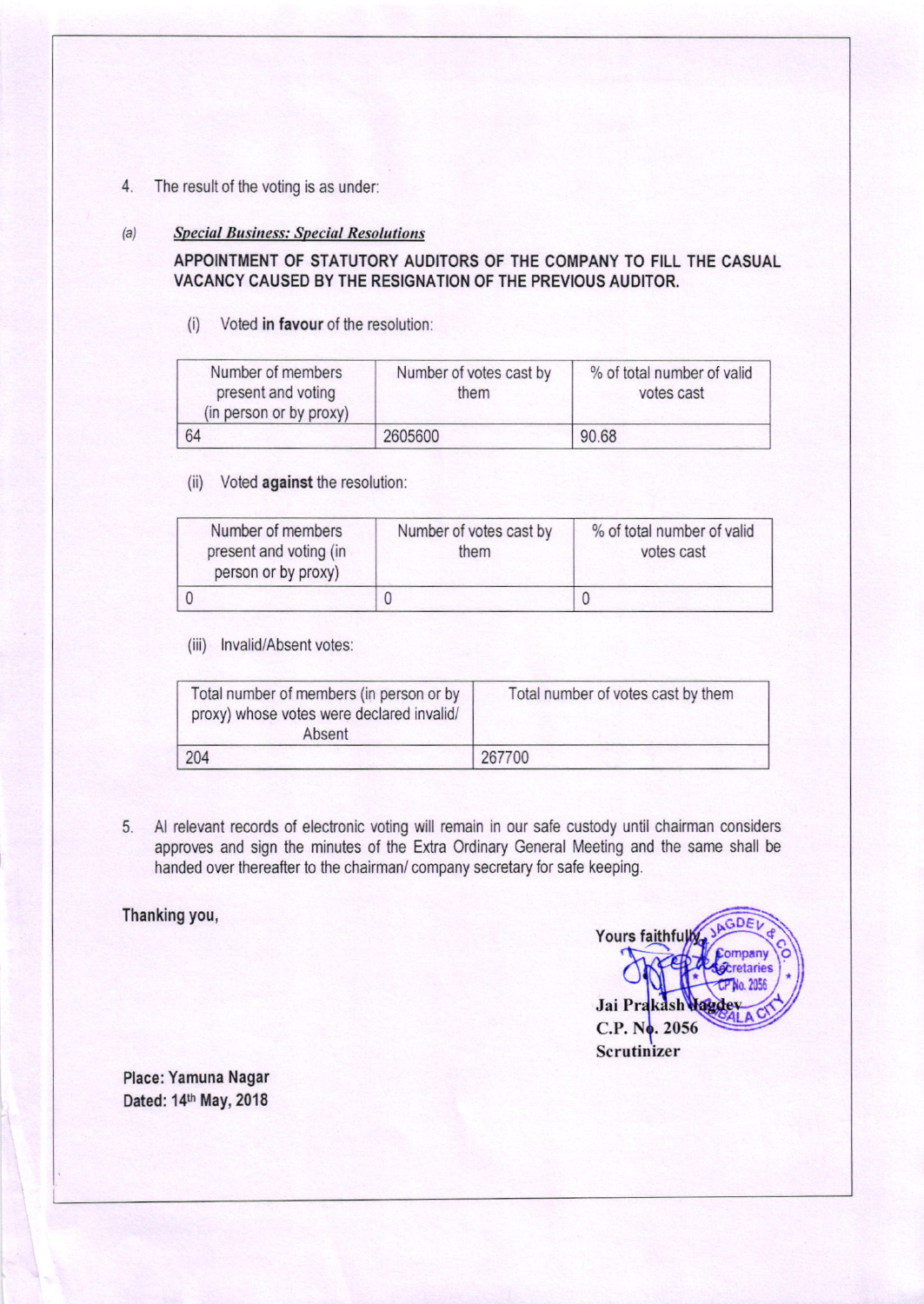4. The result of the voting is as under:

*(a)* ***Special Business: Special Resolutions***

**APPOINTMENT OF STATUTORY AUDITORS OF THE COMPANY TO FILL THE CASUAL VACANCY CAUSED BY THE RESIGNATION OF THE PREVIOUS AUDITOR.**

(i) Voted **in favour** of the resolution:

| Number of members present and voting (in person or by proxy) | Number of votes cast by them | % of total number of valid votes cast |
|---|---|---|
| 64 | 2605600 | 90.68 |

(ii) Voted **against** the resolution:

| Number of members present and voting (in person or by proxy) | Number of votes cast by them | % of total number of valid votes cast |
|---|---|---|
| 0 | 0 | 0 |

(iii) Invalid/Absent votes:

| Total number of members (in person or by proxy) whose votes were declared invalid/ Absent | Total number of votes cast by them |
|---|---|
| 204 | 267700 |

5. Al relevant records of electronic voting will remain in our safe custody until chairman considers approves and sign the minutes of the Extra Ordinary General Meeting and the same shall be handed over thereafter to the chairman/ company secretary for safe keeping.

**Thanking you,**

**Yours faithfully,**

**Jai Prakash Jagdev**
**C.P. No. 2056**
**Scrutinizer**

**Place: Yamuna Nagar**
**Dated: 14th May, 2018**